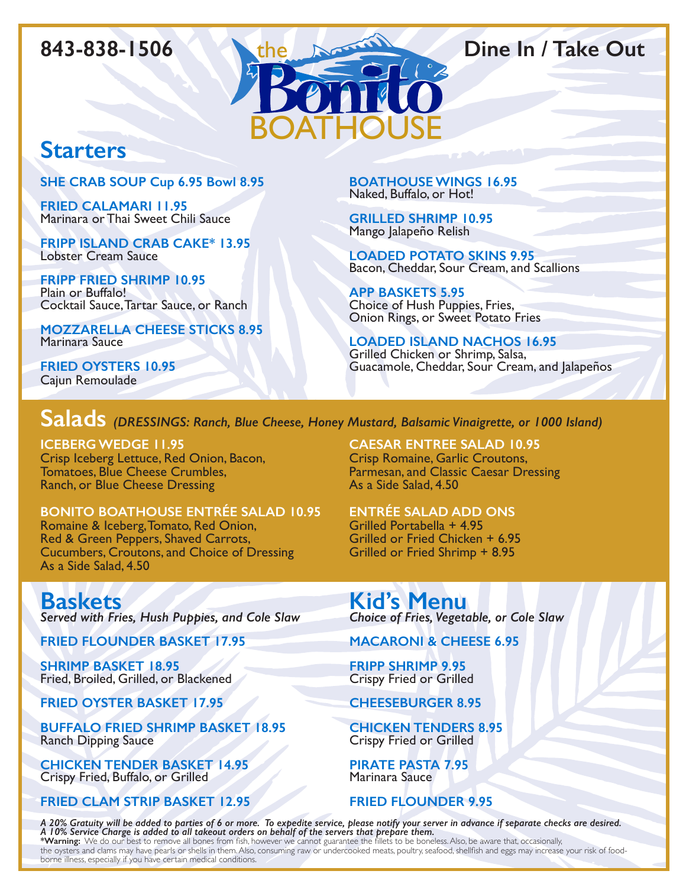843-838-1506

# the Bonito BOATHOUSE

Dine In / Take Out

## Starters

**SHE CRAB SOUP Cup 6.95 Bowl 8.95**

**FRIED CALAMARI 11.95**
Marinara or Thai Sweet Chili Sauce

**FRIPP ISLAND CRAB CAKE* 13.95**
Lobster Cream Sauce

**FRIPP FRIED SHRIMP 10.95**
Plain or Buffalo!
Cocktail Sauce, Tartar Sauce, or Ranch

**MOZZARELLA CHEESE STICKS 8.95**
Marinara Sauce

**FRIED OYSTERS 10.95**
Cajun Remoulade

**BOATHOUSE WINGS 16.95**
Naked, Buffalo, or Hot!

**GRILLED SHRIMP 10.95**
Mango Jalapeño Relish

**LOADED POTATO SKINS 9.95**
Bacon, Cheddar, Sour Cream, and Scallions

**APP BASKETS 5.95**
Choice of Hush Puppies, Fries, Onion Rings, or Sweet Potato Fries

**LOADED ISLAND NACHOS 16.95**
Grilled Chicken or Shrimp, Salsa, Guacamole, Cheddar, Sour Cream, and Jalapeños

## Salads *(DRESSINGS: Ranch, Blue Cheese, Honey Mustard, Balsamic Vinaigrette, or 1000 Island)*

**ICEBERG WEDGE 11.95**
Crisp Iceberg Lettuce, Red Onion, Bacon, Tomatoes, Blue Cheese Crumbles, Ranch, or Blue Cheese Dressing

**BONITO BOATHOUSE ENTRÉE SALAD 10.95**
Romaine & Iceberg, Tomato, Red Onion, Red & Green Peppers, Shaved Carrots, Cucumbers, Croutons, and Choice of Dressing
As a Side Salad, 4.50

**CAESAR ENTREE SALAD 10.95**
Crisp Romaine, Garlic Croutons, Parmesan, and Classic Caesar Dressing
As a Side Salad, 4.50

**ENTRÉE SALAD ADD ONS**
Grilled Portabella + 4.95
Grilled or Fried Chicken + 6.95
Grilled or Fried Shrimp + 8.95

## Baskets
*Served with Fries, Hush Puppies, and Cole Slaw*

**FRIED FLOUNDER BASKET 17.95**

**SHRIMP BASKET 18.95**
Fried, Broiled, Grilled, or Blackened

**FRIED OYSTER BASKET 17.95**

**BUFFALO FRIED SHRIMP BASKET 18.95**
Ranch Dipping Sauce

**CHICKEN TENDER BASKET 14.95**
Crispy Fried, Buffalo, or Grilled

**FRIED CLAM STRIP BASKET 12.95**

## Kid's Menu
*Choice of Fries, Vegetable, or Cole Slaw*

**MACARONI & CHEESE 6.95**

**FRIPP SHRIMP 9.95**
Crispy Fried or Grilled

**CHEESEBURGER 8.95**

**CHICKEN TENDERS 8.95**
Crispy Fried or Grilled

**PIRATE PASTA 7.95**
Marinara Sauce

**FRIED FLOUNDER 9.95**

*A 20% Gratuity will be added to parties of 6 or more. To expedite service, please notify your server in advance if separate checks are desired.*
*A 10% Service Charge is added to all takeout orders on behalf of the servers that prepare them.*

***Warning:** We do our best to remove all bones from fish, however we cannot guarantee the fillets to be boneless. Also, be aware that, occasionally, the oysters and clams may have pearls or shells in them. Also, consuming raw or undercooked meats, poultry, seafood, shellfish and eggs may increase your risk of food-borne illness, especially if you have certain medical conditions.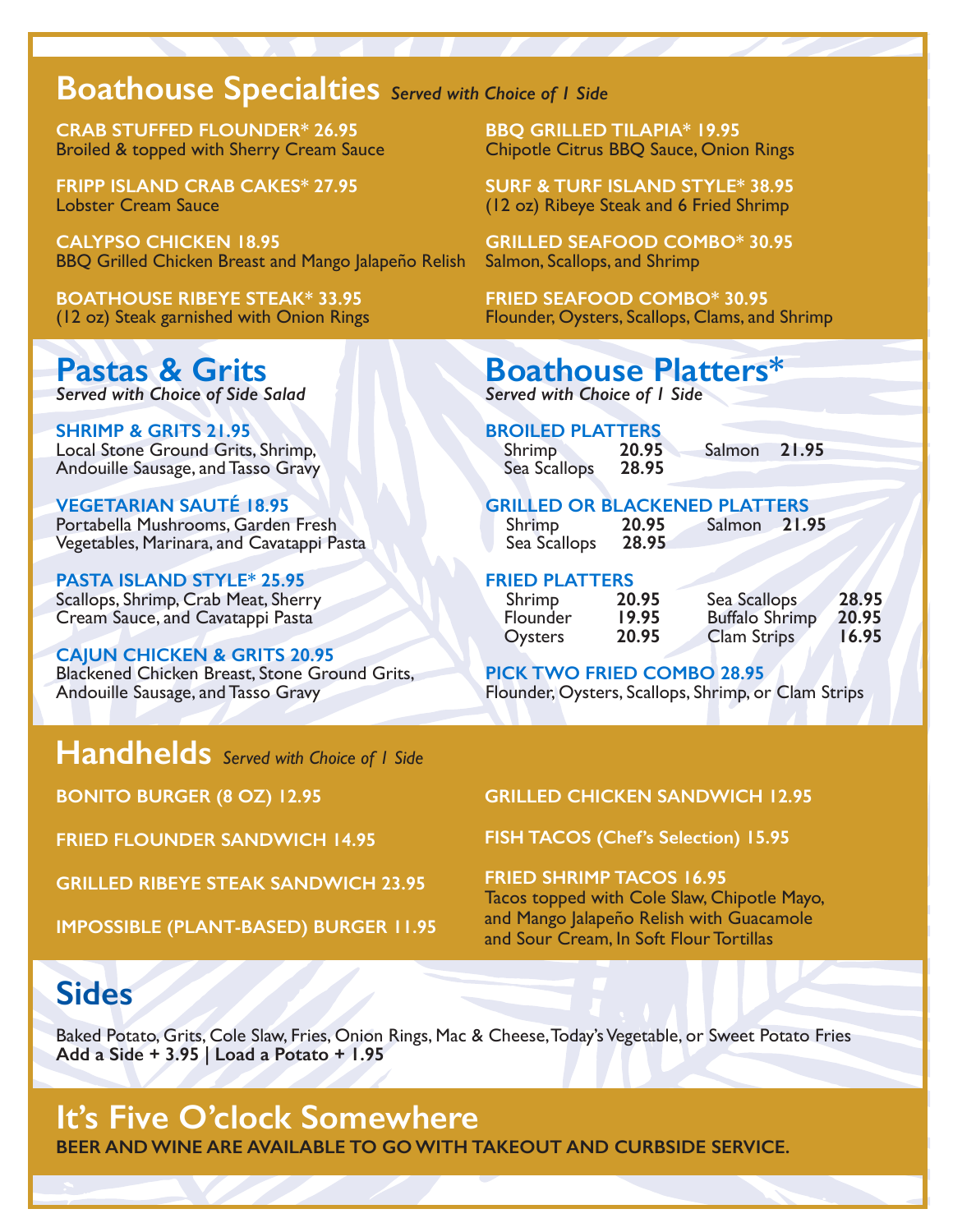## Boathouse Specialties *Served with Choice of 1 Side*

**CRAB STUFFED FLOUNDER* 26.95**
Broiled & topped with Sherry Cream Sauce

**FRIPP ISLAND CRAB CAKES* 27.95**
Lobster Cream Sauce

**CALYPSO CHICKEN 18.95**
BBQ Grilled Chicken Breast and Mango Jalapeño Relish

**BOATHOUSE RIBEYE STEAK* 33.95**
(12 oz) Steak garnished with Onion Rings

**BBQ GRILLED TILAPIA* 19.95**
Chipotle Citrus BBQ Sauce, Onion Rings

**SURF & TURF ISLAND STYLE* 38.95**
(12 oz) Ribeye Steak and 6 Fried Shrimp

**GRILLED SEAFOOD COMBO* 30.95**
Salmon, Scallops, and Shrimp

**FRIED SEAFOOD COMBO* 30.95**
Flounder, Oysters, Scallops, Clams, and Shrimp

## Pastas & Grits
*Served with Choice of Side Salad*

**SHRIMP & GRITS 21.95**
Local Stone Ground Grits, Shrimp, Andouille Sausage, and Tasso Gravy

**VEGETARIAN SAUTÉ 18.95**
Portabella Mushrooms, Garden Fresh Vegetables, Marinara, and Cavatappi Pasta

**PASTA ISLAND STYLE* 25.95**
Scallops, Shrimp, Crab Meat, Sherry Cream Sauce, and Cavatappi Pasta

**CAJUN CHICKEN & GRITS 20.95**
Blackened Chicken Breast, Stone Ground Grits, Andouille Sausage, and Tasso Gravy

## Boathouse Platters*
*Served with Choice of 1 Side*

**BROILED PLATTERS**

| | | | |
|---|---|---|---|
| Shrimp | **20.95** | Salmon | **21.95** |
| Sea Scallops | **28.95** | | |

**GRILLED OR BLACKENED PLATTERS**

| | | | |
|---|---|---|---|
| Shrimp | **20.95** | Salmon | **21.95** |
| Sea Scallops | **28.95** | | |

**FRIED PLATTERS**

| | | | |
|---|---|---|---|
| Shrimp | **20.95** | Sea Scallops | **28.95** |
| Flounder | **19.95** | Buffalo Shrimp | **20.95** |
| Oysters | **20.95** | Clam Strips | **16.95** |

**PICK TWO FRIED COMBO 28.95**
Flounder, Oysters, Scallops, Shrimp, or Clam Strips

## Handhelds *Served with Choice of 1 Side*

**BONITO BURGER (8 OZ) 12.95**

**FRIED FLOUNDER SANDWICH 14.95**

**GRILLED RIBEYE STEAK SANDWICH 23.95**

**IMPOSSIBLE (PLANT-BASED) BURGER 11.95**

**GRILLED CHICKEN SANDWICH 12.95**

**FISH TACOS (Chef's Selection) 15.95**

**FRIED SHRIMP TACOS 16.95**
Tacos topped with Cole Slaw, Chipotle Mayo, and Mango Jalapeño Relish with Guacamole and Sour Cream, In Soft Flour Tortillas

## Sides

Baked Potato, Grits, Cole Slaw, Fries, Onion Rings, Mac & Cheese, Today's Vegetable, or Sweet Potato Fries
**Add a Side + 3.95 | Load a Potato + 1.95**

## It's Five O'clock Somewhere

**BEER AND WINE ARE AVAILABLE TO GO WITH TAKEOUT AND CURBSIDE SERVICE.**